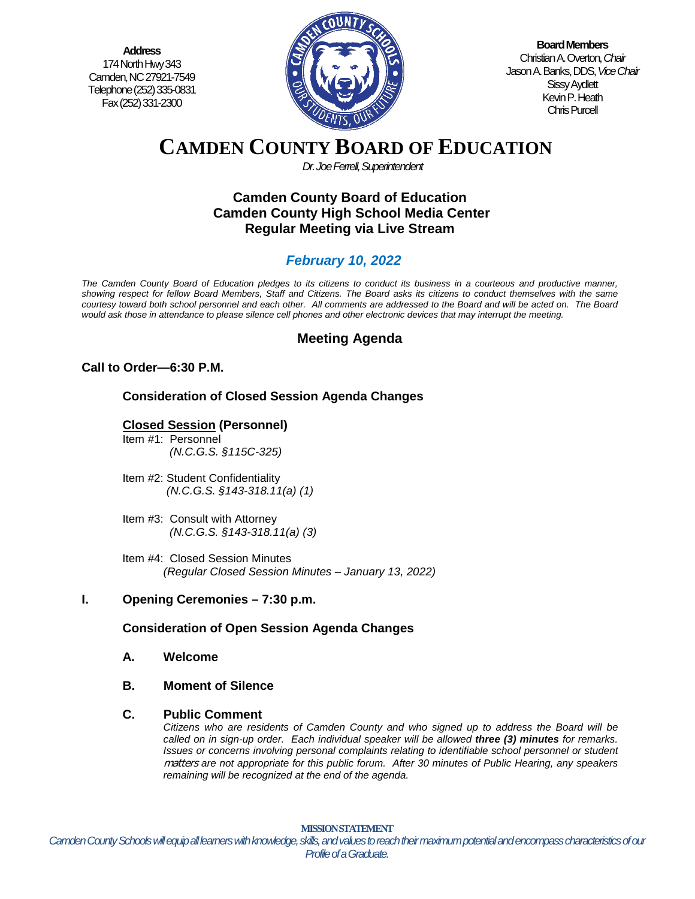**Address**
174 North Hwy 343
Camden, NC 27921-7549
Telephone (252) 335-0831
Fax (252) 331-2300

**Board Members**
Christian A. Overton, *Chair*
Jason A. Banks, DDS, *Vice Chair*
Sissy Aydlett
Kevin P. Heath
Chris Purcell

# CAMDEN COUNTY BOARD OF EDUCATION

*Dr. Joe Ferrell, Superintendent*

## Camden County Board of Education
## Camden County High School Media Center
## Regular Meeting via Live Stream

### *February 10, 2022*

*The Camden County Board of Education pledges to its citizens to conduct its business in a courteous and productive manner, showing respect for fellow Board Members, Staff and Citizens. The Board asks its citizens to conduct themselves with the same courtesy toward both school personnel and each other. All comments are addressed to the Board and will be acted on. The Board would ask those in attendance to please silence cell phones and other electronic devices that may interrupt the meeting.*

## Meeting Agenda

**Call to Order—6:30 P.M.**

**Consideration of Closed Session Agenda Changes**

**Closed Session (Personnel)**

Item #1: Personnel
*(N.C.G.S. §115C-325)*

Item #2: Student Confidentiality
*(N.C.G.S. §143-318.11(a) (1)*

Item #3: Consult with Attorney
*(N.C.G.S. §143-318.11(a) (3)*

Item #4: Closed Session Minutes
*(Regular Closed Session Minutes – January 13, 2022)*

**I. Opening Ceremonies – 7:30 p.m.**

**Consideration of Open Session Agenda Changes**

**A. Welcome**

**B. Moment of Silence**

**C. Public Comment**

*Citizens who are residents of Camden County and who signed up to address the Board will be called on in sign-up order. Each individual speaker will be allowed* ***three (3) minutes*** *for remarks. Issues or concerns involving personal complaints relating to identifiable school personnel or student matters are not appropriate for this public forum. After 30 minutes of Public Hearing, any speakers remaining will be recognized at the end of the agenda.*

**MISSION STATEMENT**

*Camden County Schools will equip all learners with knowledge, skills, and values to reach their maximum potential and encompass characteristics of our Profile of a Graduate.*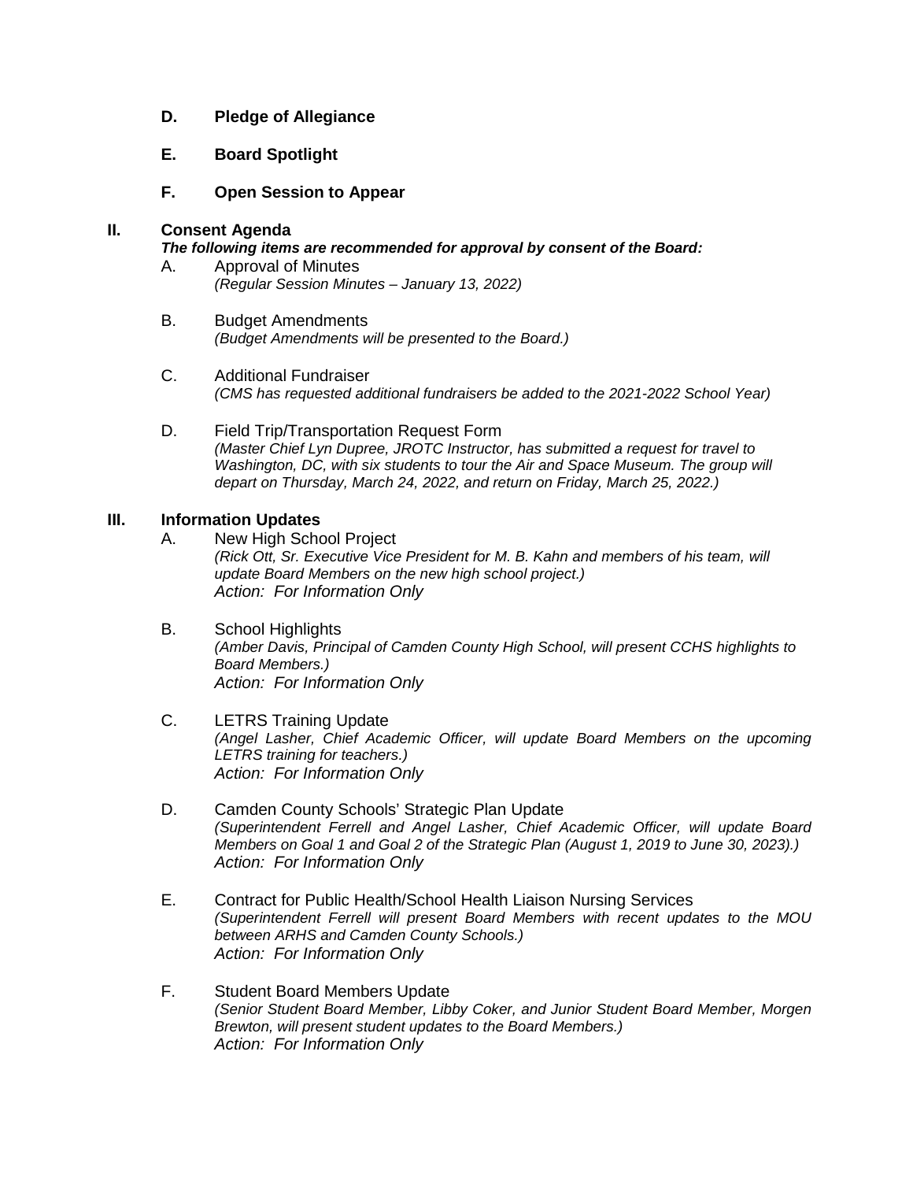**D. Pledge of Allegiance**

**E. Board Spotlight**

**F. Open Session to Appear**

## II. Consent Agenda

***The following items are recommended for approval by consent of the Board:***

A. Approval of Minutes
*(Regular Session Minutes – January 13, 2022)*

B. Budget Amendments
*(Budget Amendments will be presented to the Board.)*

C. Additional Fundraiser
*(CMS has requested additional fundraisers be added to the 2021-2022 School Year)*

D. Field Trip/Transportation Request Form
*(Master Chief Lyn Dupree, JROTC Instructor, has submitted a request for travel to Washington, DC, with six students to tour the Air and Space Museum. The group will depart on Thursday, March 24, 2022, and return on Friday, March 25, 2022.)*

## III. Information Updates

A. New High School Project
*(Rick Ott, Sr. Executive Vice President for M. B. Kahn and members of his team, will update Board Members on the new high school project.)*
*Action: For Information Only*

B. School Highlights
*(Amber Davis, Principal of Camden County High School, will present CCHS highlights to Board Members.)*
*Action: For Information Only*

C. LETRS Training Update
*(Angel Lasher, Chief Academic Officer, will update Board Members on the upcoming LETRS training for teachers.)*
*Action: For Information Only*

D. Camden County Schools' Strategic Plan Update
*(Superintendent Ferrell and Angel Lasher, Chief Academic Officer, will update Board Members on Goal 1 and Goal 2 of the Strategic Plan (August 1, 2019 to June 30, 2023).)*
*Action: For Information Only*

E. Contract for Public Health/School Health Liaison Nursing Services
*(Superintendent Ferrell will present Board Members with recent updates to the MOU between ARHS and Camden County Schools.)*
*Action: For Information Only*

F. Student Board Members Update
*(Senior Student Board Member, Libby Coker, and Junior Student Board Member, Morgen Brewton, will present student updates to the Board Members.)*
*Action: For Information Only*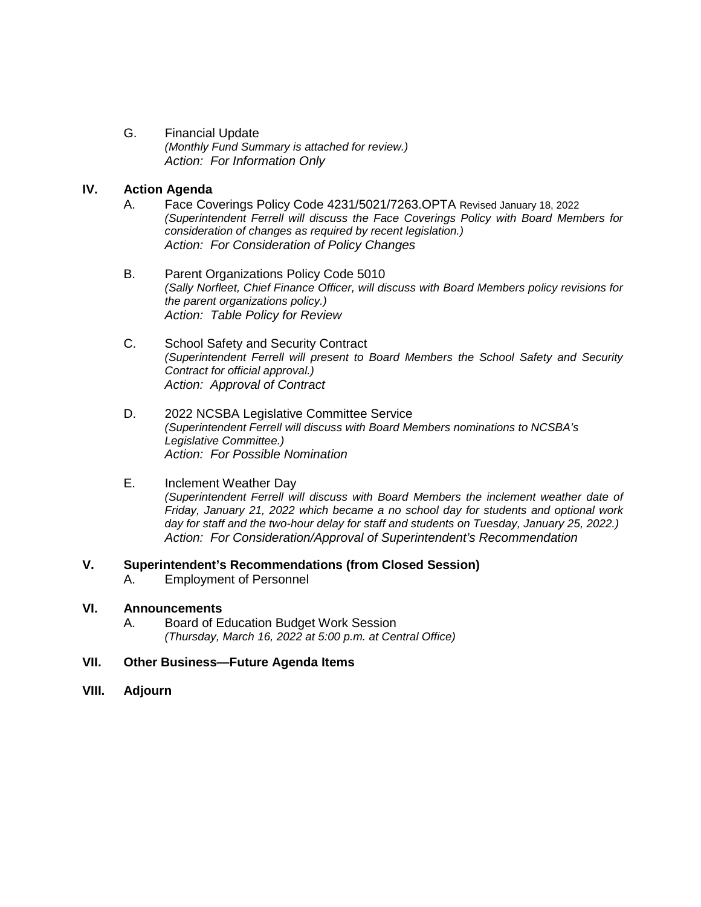G. Financial Update
*(Monthly Fund Summary is attached for review.)*
*Action: For Information Only*

## IV. Action Agenda

A. Face Coverings Policy Code 4231/5021/7263.OPTA Revised January 18, 2022
*(Superintendent Ferrell will discuss the Face Coverings Policy with Board Members for consideration of changes as required by recent legislation.)*
*Action: For Consideration of Policy Changes*

B. Parent Organizations Policy Code 5010
*(Sally Norfleet, Chief Finance Officer, will discuss with Board Members policy revisions for the parent organizations policy.)*
*Action: Table Policy for Review*

C. School Safety and Security Contract
*(Superintendent Ferrell will present to Board Members the School Safety and Security Contract for official approval.)*
*Action: Approval of Contract*

D. 2022 NCSBA Legislative Committee Service
*(Superintendent Ferrell will discuss with Board Members nominations to NCSBA's Legislative Committee.)*
*Action: For Possible Nomination*

E. Inclement Weather Day
*(Superintendent Ferrell will discuss with Board Members the inclement weather date of Friday, January 21, 2022 which became a no school day for students and optional work day for staff and the two-hour delay for staff and students on Tuesday, January 25, 2022.)*
*Action: For Consideration/Approval of Superintendent's Recommendation*

## V. Superintendent's Recommendations (from Closed Session)

A. Employment of Personnel

## VI. Announcements

A. Board of Education Budget Work Session
*(Thursday, March 16, 2022 at 5:00 p.m. at Central Office)*

## VII. Other Business—Future Agenda Items

## VIII. Adjourn